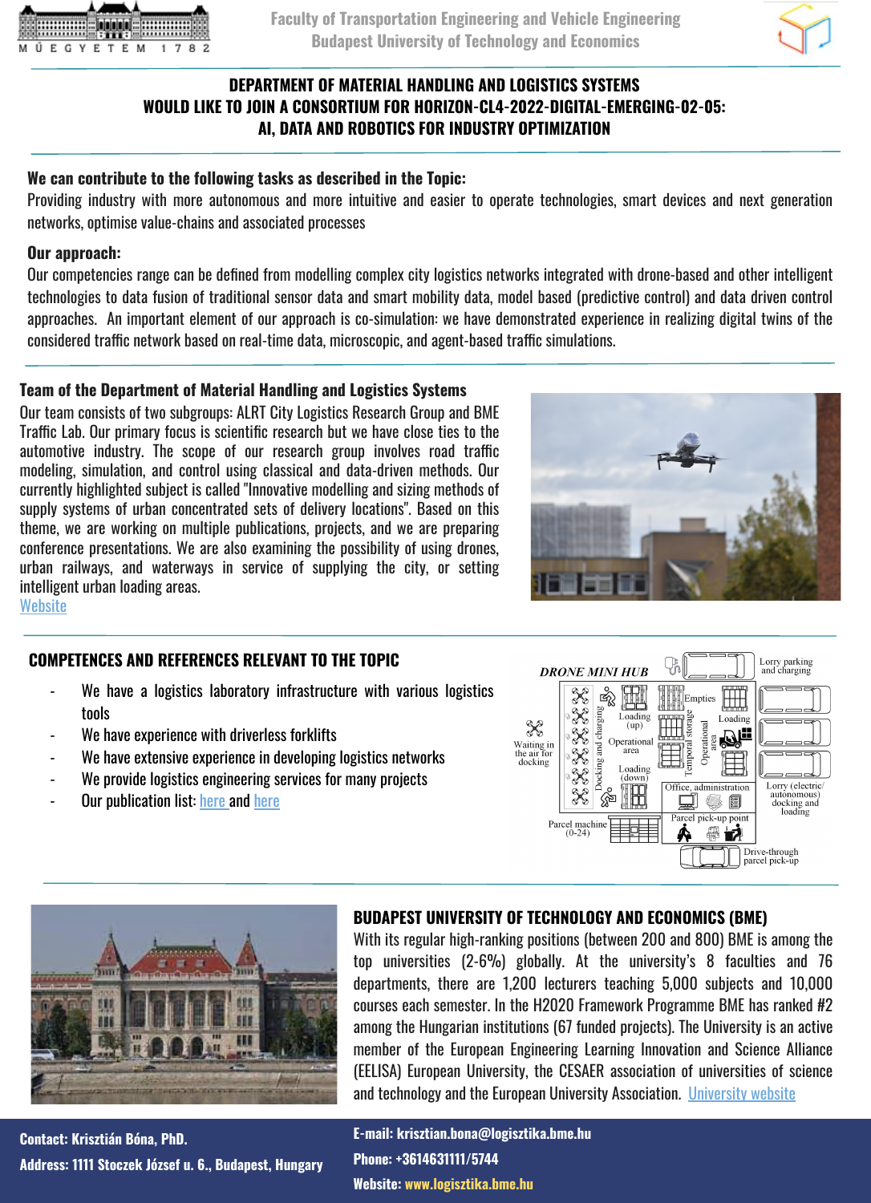Faculty of Transportation Engineering and Vehicle Engineering
Budapest University of Technology and Economics

# DEPARTMENT OF MATERIAL HANDLING AND LOGISTICS SYSTEMS WOULD LIKE TO JOIN A CONSORTIUM FOR HORIZON-CL4-2022-DIGITAL-EMERGING-02-05: AI, DATA AND ROBOTICS FOR INDUSTRY OPTIMIZATION

**We can contribute to the following tasks as described in the Topic:**

Providing industry with more autonomous and more intuitive and easier to operate technologies, smart devices and next generation networks, optimise value-chains and associated processes

**Our approach:**

Our competencies range can be defined from modelling complex city logistics networks integrated with drone-based and other intelligent technologies to data fusion of traditional sensor data and smart mobility data, model based (predictive control) and data driven control approaches. An important element of our approach is co-simulation: we have demonstrated experience in realizing digital twins of the considered traffic network based on real-time data, microscopic, and agent-based traffic simulations.

## Team of the Department of Material Handling and Logistics Systems

Our team consists of two subgroups: ALRT City Logistics Research Group and BME Traffic Lab. Our primary focus is scientific research but we have close ties to the automotive industry. The scope of our research group involves road traffic modeling, simulation, and control using classical and data-driven methods. Our currently highlighted subject is called "Innovative modelling and sizing methods of supply systems of urban concentrated sets of delivery locations". Based on this theme, we are working on multiple publications, projects, and we are preparing conference presentations. We are also examining the possibility of using drones, urban railways, and waterways in service of supplying the city, or setting intelligent urban loading areas.
Website

## COMPETENCES AND REFERENCES RELEVANT TO THE TOPIC

- We have a logistics laboratory infrastructure with various logistics tools
- We have experience with driverless forklifts
- We have extensive experience in developing logistics networks
- We provide logistics engineering services for many projects
- Our publication list: here and here

## BUDAPEST UNIVERSITY OF TECHNOLOGY AND ECONOMICS (BME)

With its regular high-ranking positions (between 200 and 800) BME is among the top universities (2-6%) globally. At the university's 8 faculties and 76 departments, there are 1,200 lecturers teaching 5,000 subjects and 10,000 courses each semester. In the H2020 Framework Programme BME has ranked #2 among the Hungarian institutions (67 funded projects). The University is an active member of the European Engineering Learning Innovation and Science Alliance (EELISA) European University, the CESAER association of universities of science and technology and the European University Association. University website

**Contact: Krisztián Bóna, PhD.**
**Address: 1111 Stoczek József u. 6., Budapest, Hungary**
**E-mail: krisztian.bona@logisztika.bme.hu**
**Phone: +3614631111/5744**
**Website: www.logisztika.bme.hu**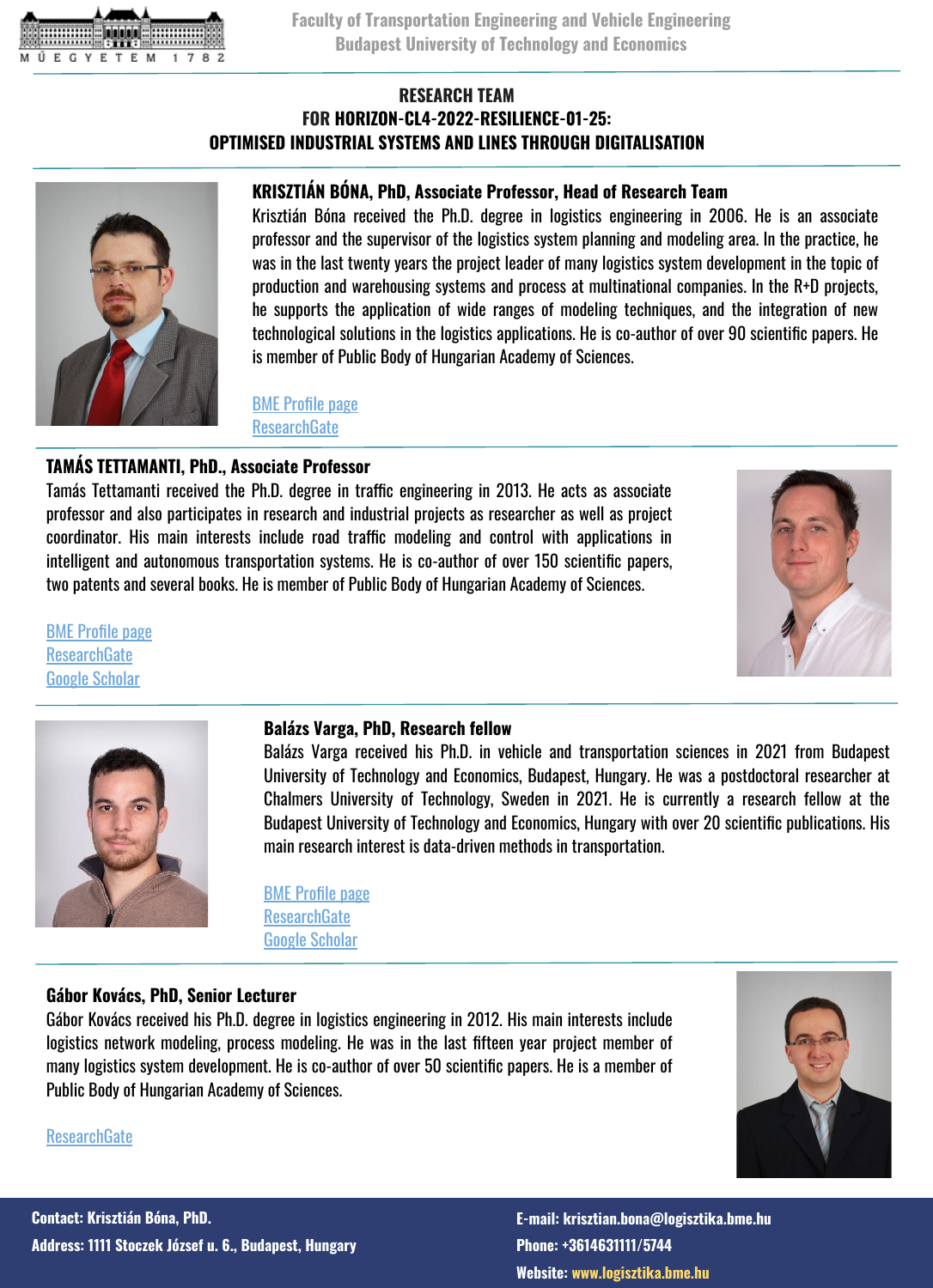## RESEARCH TEAM
## FOR HORIZON-CL4-2022-RESILIENCE-01-25:
## OPTIMISED INDUSTRIAL SYSTEMS AND LINES THROUGH DIGITALISATION

### KRISZTIÁN BÓNA, PhD, Associate Professor, Head of Research Team

Krisztián Bóna received the Ph.D. degree in logistics engineering in 2006. He is an associate professor and the supervisor of the logistics system planning and modeling area. In the practice, he was in the last twenty years the project leader of many logistics system development in the topic of production and warehousing systems and process at multinational companies. In the R+D projects, he supports the application of wide ranges of modeling techniques, and the integration of new technological solutions in the logistics applications. He is co-author of over 90 scientific papers. He is member of Public Body of Hungarian Academy of Sciences.

BME Profile page
ResearchGate

### TAMÁS TETTAMANTI, PhD., Associate Professor

Tamás Tettamanti received the Ph.D. degree in traffic engineering in 2013. He acts as associate professor and also participates in research and industrial projects as researcher as well as project coordinator. His main interests include road traffic modeling and control with applications in intelligent and autonomous transportation systems. He is co-author of over 150 scientific papers, two patents and several books. He is member of Public Body of Hungarian Academy of Sciences.

BME Profile page
ResearchGate
Google Scholar

### Balázs Varga, PhD, Research fellow

Balázs Varga received his Ph.D. in vehicle and transportation sciences in 2021 from Budapest University of Technology and Economics, Budapest, Hungary. He was a postdoctoral researcher at Chalmers University of Technology, Sweden in 2021. He is currently a research fellow at the Budapest University of Technology and Economics, Hungary with over 20 scientific publications. His main research interest is data-driven methods in transportation.

BME Profile page
ResearchGate
Google Scholar

### Gábor Kovács, PhD, Senior Lecturer

Gábor Kovács received his Ph.D. degree in logistics engineering in 2012. His main interests include logistics network modeling, process modeling. He was in the last fifteen year project member of many logistics system development. He is co-author of over 50 scientific papers. He is a member of Public Body of Hungarian Academy of Sciences.

ResearchGate

**Contact: Krisztián Bóna, PhD.**
**Address: 1111 Stoczek József u. 6., Budapest, Hungary**
**E-mail: krisztian.bona@logisztika.bme.hu**
**Phone: +3614631111/5744**
**Website: www.logisztika.bme.hu**